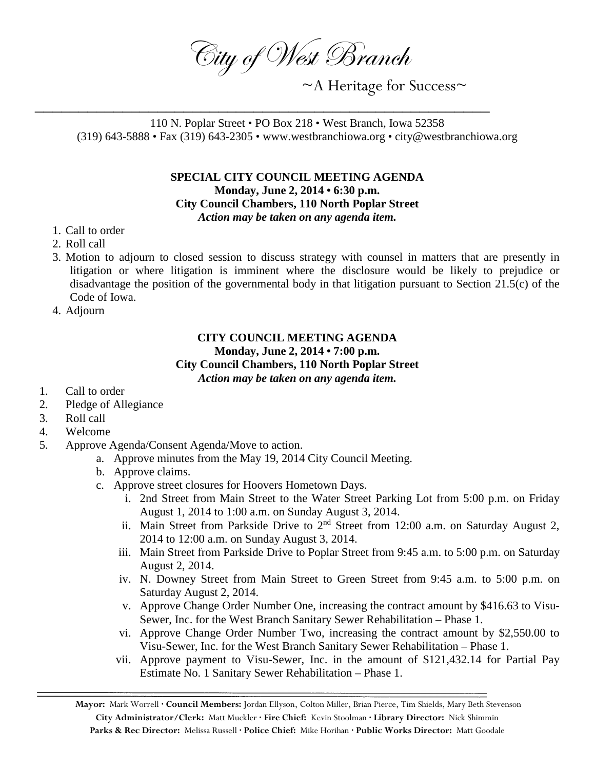# City of West Branch

~A Heritage for Success~

110 N. Poplar Street • PO Box 218 • West Branch, Iowa 52358
(319) 643-5888 • Fax (319) 643-2305 • www.westbranchiowa.org • city@westbranchiowa.org

**SPECIAL CITY COUNCIL MEETING AGENDA**
**Monday, June 2, 2014 • 6:30 p.m.**
**City Council Chambers, 110 North Poplar Street**
***Action may be taken on any agenda item.***

1. Call to order
2. Roll call
3. Motion to adjourn to closed session to discuss strategy with counsel in matters that are presently in litigation or where litigation is imminent where the disclosure would be likely to prejudice or disadvantage the position of the governmental body in that litigation pursuant to Section 21.5(c) of the Code of Iowa.
4. Adjourn

**CITY COUNCIL MEETING AGENDA**
**Monday, June 2, 2014 • 7:00 p.m.**
**City Council Chambers, 110 North Poplar Street**
***Action may be taken on any agenda item.***

1. Call to order
2. Pledge of Allegiance
3. Roll call
4. Welcome
5. Approve Agenda/Consent Agenda/Move to action.
   a. Approve minutes from the May 19, 2014 City Council Meeting.
   b. Approve claims.
   c. Approve street closures for Hoovers Hometown Days.
      i. 2nd Street from Main Street to the Water Street Parking Lot from 5:00 p.m. on Friday August 1, 2014 to 1:00 a.m. on Sunday August 3, 2014.
      ii. Main Street from Parkside Drive to 2nd Street from 12:00 a.m. on Saturday August 2, 2014 to 12:00 a.m. on Sunday August 3, 2014.
      iii. Main Street from Parkside Drive to Poplar Street from 9:45 a.m. to 5:00 p.m. on Saturday August 2, 2014.
      iv. N. Downey Street from Main Street to Green Street from 9:45 a.m. to 5:00 p.m. on Saturday August 2, 2014.
      v. Approve Change Order Number One, increasing the contract amount by $416.63 to Visu-Sewer, Inc. for the West Branch Sanitary Sewer Rehabilitation – Phase 1.
      vi. Approve Change Order Number Two, increasing the contract amount by $2,550.00 to Visu-Sewer, Inc. for the West Branch Sanitary Sewer Rehabilitation – Phase 1.
      vii. Approve payment to Visu-Sewer, Inc. in the amount of $121,432.14 for Partial Pay Estimate No. 1 Sanitary Sewer Rehabilitation – Phase 1.

**Mayor:** Mark Worrell · **Council Members:** Jordan Ellyson, Colton Miller, Brian Pierce, Tim Shields, Mary Beth Stevenson
**City Administrator/Clerk:** Matt Muckler · **Fire Chief:** Kevin Stoolman · **Library Director:** Nick Shimmin
**Parks & Rec Director:** Melissa Russell · **Police Chief:** Mike Horihan · **Public Works Director:** Matt Goodale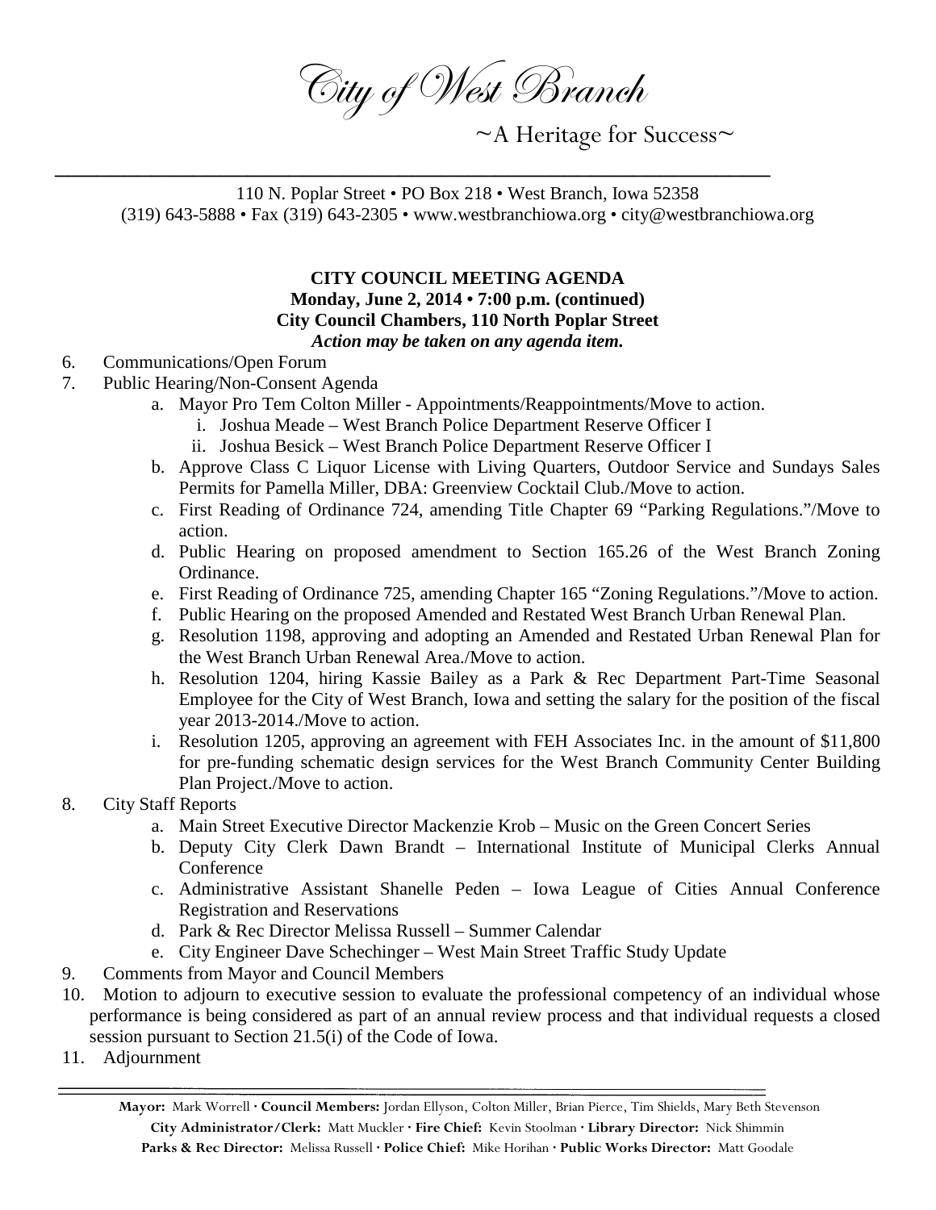# City of West Branch

~A Heritage for Success~

110 N. Poplar Street • PO Box 218 • West Branch, Iowa 52358
(319) 643-5888 • Fax (319) 643-2305 • www.westbranchiowa.org • city@westbranchiowa.org

**CITY COUNCIL MEETING AGENDA**
**Monday, June 2, 2014 • 7:00 p.m. (continued)**
**City Council Chambers, 110 North Poplar Street**
***Action may be taken on any agenda item.***

6. Communications/Open Forum
7. Public Hearing/Non-Consent Agenda
    a. Mayor Pro Tem Colton Miller - Appointments/Reappointments/Move to action.
        i. Joshua Meade – West Branch Police Department Reserve Officer I
        ii. Joshua Besick – West Branch Police Department Reserve Officer I
    b. Approve Class C Liquor License with Living Quarters, Outdoor Service and Sundays Sales Permits for Pamella Miller, DBA: Greenview Cocktail Club./Move to action.
    c. First Reading of Ordinance 724, amending Title Chapter 69 "Parking Regulations."/Move to action.
    d. Public Hearing on proposed amendment to Section 165.26 of the West Branch Zoning Ordinance.
    e. First Reading of Ordinance 725, amending Chapter 165 "Zoning Regulations."/Move to action.
    f. Public Hearing on the proposed Amended and Restated West Branch Urban Renewal Plan.
    g. Resolution 1198, approving and adopting an Amended and Restated Urban Renewal Plan for the West Branch Urban Renewal Area./Move to action.
    h. Resolution 1204, hiring Kassie Bailey as a Park & Rec Department Part-Time Seasonal Employee for the City of West Branch, Iowa and setting the salary for the position of the fiscal year 2013-2014./Move to action.
    i. Resolution 1205, approving an agreement with FEH Associates Inc. in the amount of $11,800 for pre-funding schematic design services for the West Branch Community Center Building Plan Project./Move to action.
8. City Staff Reports
    a. Main Street Executive Director Mackenzie Krob – Music on the Green Concert Series
    b. Deputy City Clerk Dawn Brandt – International Institute of Municipal Clerks Annual Conference
    c. Administrative Assistant Shanelle Peden – Iowa League of Cities Annual Conference Registration and Reservations
    d. Park & Rec Director Melissa Russell – Summer Calendar
    e. City Engineer Dave Schechinger – West Main Street Traffic Study Update
9. Comments from Mayor and Council Members
10. Motion to adjourn to executive session to evaluate the professional competency of an individual whose performance is being considered as part of an annual review process and that individual requests a closed session pursuant to Section 21.5(i) of the Code of Iowa.
11. Adjournment

**Mayor:** Mark Worrell · **Council Members:** Jordan Ellyson, Colton Miller, Brian Pierce, Tim Shields, Mary Beth Stevenson
**City Administrator/Clerk:** Matt Muckler · **Fire Chief:** Kevin Stoolman · **Library Director:** Nick Shimmin
**Parks & Rec Director:** Melissa Russell · **Police Chief:** Mike Horihan · **Public Works Director:** Matt Goodale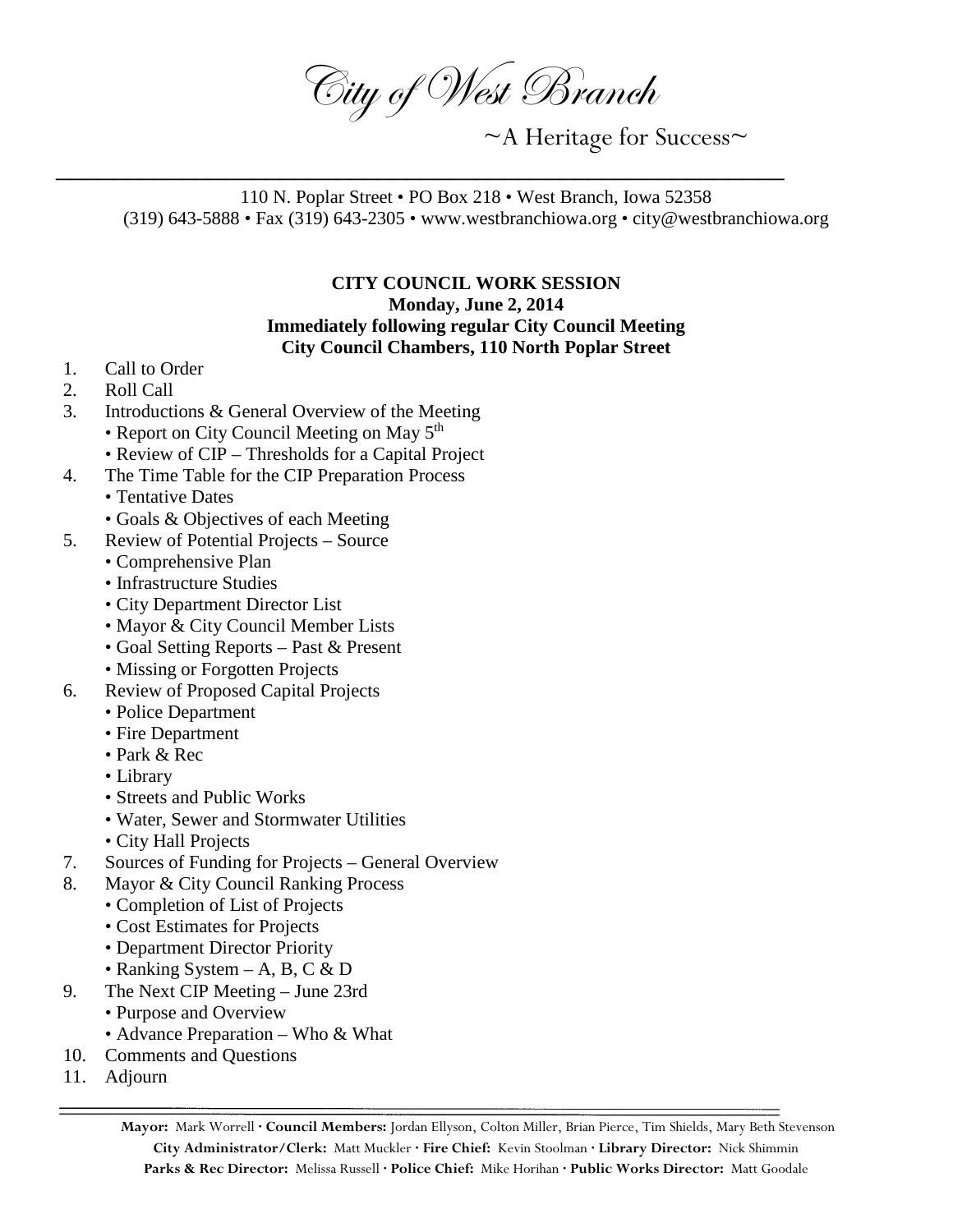# City of West Branch

~A Heritage for Success~

110 N. Poplar Street • PO Box 218 • West Branch, Iowa 52358
(319) 643-5888 • Fax (319) 643-2305 • www.westbranchiowa.org • city@westbranchiowa.org

**CITY COUNCIL WORK SESSION**
**Monday, June 2, 2014**
**Immediately following regular City Council Meeting**
**City Council Chambers, 110 North Poplar Street**

1. Call to Order
2. Roll Call
3. Introductions & General Overview of the Meeting
   - Report on City Council Meeting on May 5th
   - Review of CIP – Thresholds for a Capital Project
4. The Time Table for the CIP Preparation Process
   - Tentative Dates
   - Goals & Objectives of each Meeting
5. Review of Potential Projects – Source
   - Comprehensive Plan
   - Infrastructure Studies
   - City Department Director List
   - Mayor & City Council Member Lists
   - Goal Setting Reports – Past & Present
   - Missing or Forgotten Projects
6. Review of Proposed Capital Projects
   - Police Department
   - Fire Department
   - Park & Rec
   - Library
   - Streets and Public Works
   - Water, Sewer and Stormwater Utilities
   - City Hall Projects
7. Sources of Funding for Projects – General Overview
8. Mayor & City Council Ranking Process
   - Completion of List of Projects
   - Cost Estimates for Projects
   - Department Director Priority
   - Ranking System – A, B, C & D
9. The Next CIP Meeting – June 23rd
   - Purpose and Overview
   - Advance Preparation – Who & What
10. Comments and Questions
11. Adjourn

**Mayor:** Mark Worrell · **Council Members:** Jordan Ellyson, Colton Miller, Brian Pierce, Tim Shields, Mary Beth Stevenson
**City Administrator/Clerk:** Matt Muckler · **Fire Chief:** Kevin Stoolman · **Library Director:** Nick Shimmin
**Parks & Rec Director:** Melissa Russell · **Police Chief:** Mike Horihan · **Public Works Director:** Matt Goodale